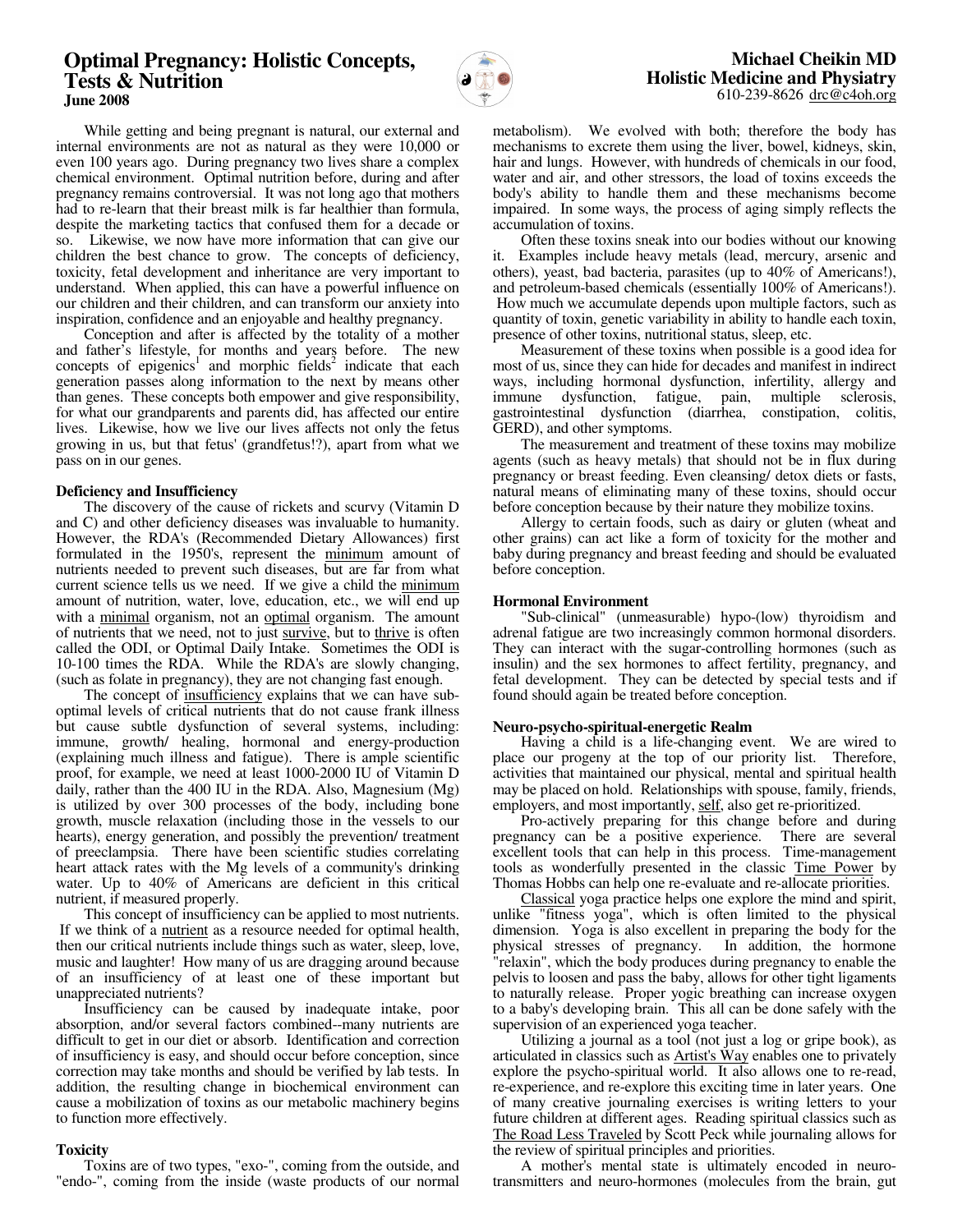# Optimal Pregnancy: Holistic Concepts, Tests & Nutrition

**June 2008**

**Michael Cheikin MD**
**Holistic Medicine and Physiatry**
610-239-8626 drc@c4oh.org

While getting and being pregnant is natural, our external and internal environments are not as natural as they were 10,000 or even 100 years ago. During pregnancy two lives share a complex chemical environment. Optimal nutrition before, during and after pregnancy remains controversial. It was not long ago that mothers had to re-learn that their breast milk is far healthier than formula, despite the marketing tactics that confused them for a decade or so. Likewise, we now have more information that can give our children the best chance to grow. The concepts of deficiency, toxicity, fetal development and inheritance are very important to understand. When applied, this can have a powerful influence on our children and their children, and can transform our anxiety into inspiration, confidence and an enjoyable and healthy pregnancy.

Conception and after is affected by the totality of a mother and father's lifestyle, for months and years before. The new concepts of epigenics[1] and morphic fields[2] indicate that each generation passes along information to the next by means other than genes. These concepts both empower and give responsibility, for what our grandparents and parents did, has affected our entire lives. Likewise, how we live our lives affects not only the fetus growing in us, but that fetus' (grandfetus!?), apart from what we pass on in our genes.

### Deficiency and Insufficiency

The discovery of the cause of rickets and scurvy (Vitamin D and C) and other deficiency diseases was invaluable to humanity. However, the RDA's (Recommended Dietary Allowances) first formulated in the 1950's, represent the minimum amount of nutrients needed to prevent such diseases, but are far from what current science tells us we need. If we give a child the minimum amount of nutrition, water, love, education, etc., we will end up with a minimal organism, not an optimal organism. The amount of nutrients that we need, not to just survive, but to thrive is often called the ODI, or Optimal Daily Intake. Sometimes the ODI is 10-100 times the RDA. While the RDA's are slowly changing, (such as folate in pregnancy), they are not changing fast enough.

The concept of insufficiency explains that we can have sub-optimal levels of critical nutrients that do not cause frank illness but cause subtle dysfunction of several systems, including: immune, growth/ healing, hormonal and energy-production (explaining much illness and fatigue). There is ample scientific proof, for example, we need at least 1000-2000 IU of Vitamin D daily, rather than the 400 IU in the RDA. Also, Magnesium (Mg) is utilized by over 300 processes of the body, including bone growth, muscle relaxation (including those in the vessels to our hearts), energy generation, and possibly the prevention/ treatment of preeclampsia. There have been scientific studies correlating heart attack rates with the Mg levels of a community's drinking water. Up to 40% of Americans are deficient in this critical nutrient, if measured properly.

This concept of insufficiency can be applied to most nutrients. If we think of a nutrient as a resource needed for optimal health, then our critical nutrients include things such as water, sleep, love, music and laughter! How many of us are dragging around because of an insufficiency of at least one of these important but unappreciated nutrients?

Insufficiency can be caused by inadequate intake, poor absorption, and/or several factors combined--many nutrients are difficult to get in our diet or absorb. Identification and correction of insufficiency is easy, and should occur before conception, since correction may take months and should be verified by lab tests. In addition, the resulting change in biochemical environment can cause a mobilization of toxins as our metabolic machinery begins to function more effectively.

### Toxicity

Toxins are of two types, "exo-", coming from the outside, and "endo-", coming from the inside (waste products of our normal metabolism). We evolved with both; therefore the body has mechanisms to excrete them using the liver, bowel, kidneys, skin, hair and lungs. However, with hundreds of chemicals in our food, water and air, and other stressors, the load of toxins exceeds the body's ability to handle them and these mechanisms become impaired. In some ways, the process of aging simply reflects the accumulation of toxins.

Often these toxins sneak into our bodies without our knowing it. Examples include heavy metals (lead, mercury, arsenic and others), yeast, bad bacteria, parasites (up to 40% of Americans!), and petroleum-based chemicals (essentially 100% of Americans!). How much we accumulate depends upon multiple factors, such as quantity of toxin, genetic variability in ability to handle each toxin, presence of other toxins, nutritional status, sleep, etc.

Measurement of these toxins when possible is a good idea for most of us, since they can hide for decades and manifest in indirect ways, including hormonal dysfunction, infertility, allergy and immune dysfunction, fatigue, pain, multiple sclerosis, gastrointestinal dysfunction (diarrhea, constipation, colitis, GERD), and other symptoms.

The measurement and treatment of these toxins may mobilize agents (such as heavy metals) that should not be in flux during pregnancy or breast feeding. Even cleansing/ detox diets or fasts, natural means of eliminating many of these toxins, should occur before conception because by their nature they mobilize toxins.

Allergy to certain foods, such as dairy or gluten (wheat and other grains) can act like a form of toxicity for the mother and baby during pregnancy and breast feeding and should be evaluated before conception.

### Hormonal Environment

"Sub-clinical" (unmeasurable) hypo-(low) thyroidism and adrenal fatigue are two increasingly common hormonal disorders. They can interact with the sugar-controlling hormones (such as insulin) and the sex hormones to affect fertility, pregnancy, and fetal development. They can be detected by special tests and if found should again be treated before conception.

### Neuro-psycho-spiritual-energetic Realm

Having a child is a life-changing event. We are wired to place our progeny at the top of our priority list. Therefore, activities that maintained our physical, mental and spiritual health may be placed on hold. Relationships with spouse, family, friends, employers, and most importantly, self, also get re-prioritized.

Pro-actively preparing for this change before and during pregnancy can be a positive experience. There are several excellent tools that can help in this process. Time-management tools as wonderfully presented in the classic Time Power by Thomas Hobbs can help one re-evaluate and re-allocate priorities.

Classical yoga practice helps one explore the mind and spirit, unlike "fitness yoga", which is often limited to the physical dimension. Yoga is also excellent in preparing the body for the physical stresses of pregnancy. In addition, the hormone "relaxin", which the body produces during pregnancy to enable the pelvis to loosen and pass the baby, allows for other tight ligaments to naturally release. Proper yogic breathing can increase oxygen to a baby's developing brain. This all can be done safely with the supervision of an experienced yoga teacher.

Utilizing a journal as a tool (not just a log or gripe book), as articulated in classics such as Artist's Way enables one to privately explore the psycho-spiritual world. It also allows one to re-read, re-experience, and re-explore this exciting time in later years. One of many creative journaling exercises is writing letters to your future children at different ages. Reading spiritual classics such as The Road Less Traveled by Scott Peck while journaling allows for the review of spiritual principles and priorities.

A mother's mental state is ultimately encoded in neuro-transmitters and neuro-hormones (molecules from the brain, gut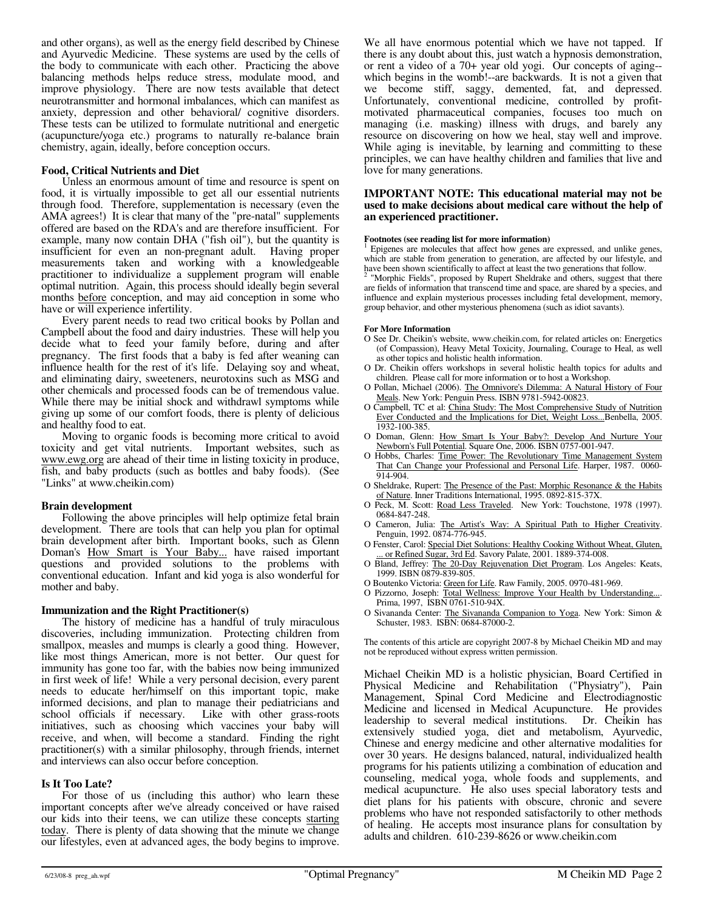and other organs), as well as the energy field described by Chinese and Ayurvedic Medicine. These systems are used by the cells of the body to communicate with each other. Practicing the above balancing methods helps reduce stress, modulate mood, and improve physiology. There are now tests available that detect neurotransmitter and hormonal imbalances, which can manifest as anxiety, depression and other behavioral/ cognitive disorders. These tests can be utilized to formulate nutritional and energetic (acupuncture/yoga etc.) programs to naturally re-balance brain chemistry, again, ideally, before conception occurs.

**Food, Critical Nutrients and Diet**

Unless an enormous amount of time and resource is spent on food, it is virtually impossible to get all our essential nutrients through food. Therefore, supplementation is necessary (even the AMA agrees!) It is clear that many of the "pre-natal" supplements offered are based on the RDA's and are therefore insufficient. For example, many now contain DHA ("fish oil"), but the quantity is insufficient for even an non-pregnant adult. Having proper measurements taken and working with a knowledgeable practitioner to individualize a supplement program will enable optimal nutrition. Again, this process should ideally begin several months before conception, and may aid conception in some who have or will experience infertility.

Every parent needs to read two critical books by Pollan and Campbell about the food and dairy industries. These will help you decide what to feed your family before, during and after pregnancy. The first foods that a baby is fed after weaning can influence health for the rest of it's life. Delaying soy and wheat, and eliminating dairy, sweeteners, neurotoxins such as MSG and other chemicals and processed foods can be of tremendous value. While there may be initial shock and withdrawl symptoms while giving up some of our comfort foods, there is plenty of delicious and healthy food to eat.

Moving to organic foods is becoming more critical to avoid toxicity and get vital nutrients. Important websites, such as www.ewg.org are ahead of their time in listing toxicity in produce, fish, and baby products (such as bottles and baby foods). (See "Links" at www.cheikin.com)

**Brain development**

Following the above principles will help optimize fetal brain development. There are tools that can help you plan for optimal brain development after birth. Important books, such as Glenn Doman's How Smart is Your Baby... have raised important questions and provided solutions to the problems with conventional education. Infant and kid yoga is also wonderful for mother and baby.

**Immunization and the Right Practitioner(s)**

The history of medicine has a handful of truly miraculous discoveries, including immunization. Protecting children from smallpox, measles and mumps is clearly a good thing. However, like most things American, more is not better. Our quest for immunity has gone too far, with the babies now being immunized in first week of life! While a very personal decision, every parent needs to educate her/himself on this important topic, make informed decisions, and plan to manage their pediatricians and school officials if necessary. Like with other grass-roots initiatives, such as choosing which vaccines your baby will receive, and when, will become a standard. Finding the right practitioner(s) with a similar philosophy, through friends, internet and interviews can also occur before conception.

**Is It Too Late?**

For those of us (including this author) who learn these important concepts after we've already conceived or have raised our kids into their teens, we can utilize these concepts starting today. There is plenty of data showing that the minute we change our lifestyles, even at advanced ages, the body begins to improve.

We all have enormous potential which we have not tapped. If there is any doubt about this, just watch a hypnosis demonstration, or rent a video of a 70+ year old yogi. Our concepts of aging--which begins in the womb!--are backwards. It is not a given that we become stiff, saggy, demented, fat, and depressed. Unfortunately, conventional medicine, controlled by profit-motivated pharmaceutical companies, focuses too much on managing (i.e. masking) illness with drugs, and barely any resource on discovering on how we heal, stay well and improve. While aging is inevitable, by learning and committing to these principles, we can have healthy children and families that live and love for many generations.

**IMPORTANT NOTE: This educational material may not be used to make decisions about medical care without the help of an experienced practitioner.**

**Footnotes (see reading list for more information)**

[1] Epigenes are molecules that affect how genes are expressed, and unlike genes, which are stable from generation to generation, are affected by our lifestyle, and have been shown scientifically to affect at least the two generations that follow.

[2] "Morphic Fields", proposed by Rupert Sheldrake and others, suggest that there are fields of information that transcend time and space, are shared by a species, and influence and explain mysterious processes including fetal development, memory, group behavior, and other mysterious phenomena (such as idiot savants).

**For More Information**

- O See Dr. Cheikin's website, www.cheikin.com, for related articles on: Energetics (of Compassion), Heavy Metal Toxicity, Journaling, Courage to Heal, as well as other topics and holistic health information.
- O Dr. Cheikin offers workshops in several holistic health topics for adults and children. Please call for more information or to host a Workshop.
- O Pollan, Michael (2006). The Omnivore's Dilemma: A Natural History of Four Meals. New York: Penguin Press. ISBN 9781-5942-00823.
- O Campbell, TC et al: China Study: The Most Comprehensive Study of Nutrition Ever Conducted and the Implications for Diet, Weight Loss...Benbella, 2005. 1932-100-385.
- O Doman, Glenn: How Smart Is Your Baby?: Develop And Nurture Your Newborn's Full Potential. Square One, 2006. ISBN 0757-001-947.
- O Hobbs, Charles: Time Power: The Revolutionary Time Management System That Can Change your Professional and Personal Life. Harper, 1987. 0060-914-904.
- O Sheldrake, Rupert: The Presence of the Past: Morphic Resonance & the Habits of Nature. Inner Traditions International, 1995. 0892-815-37X.
- O Peck, M. Scott: Road Less Traveled. New York: Touchstone, 1978 (1997). 0684-847-248.
- O Cameron, Julia: The Artist's Way: A Spiritual Path to Higher Creativity. Penguin, 1992. 0874-776-945.
- O Fenster, Carol: Special Diet Solutions: Healthy Cooking Without Wheat, Gluten, ... or Refined Sugar, 3rd Ed. Savory Palate, 2001. 1889-374-008.
- O Bland, Jeffrey: The 20-Day Rejuvenation Diet Program. Los Angeles: Keats, 1999. ISBN 0879-839-805.
- O Boutenko Victoria: Green for Life. Raw Family, 2005. 0970-481-969.
- O Pizzorno, Joseph: Total Wellness: Improve Your Health by Understanding.... Prima, 1997, ISBN 0761-510-94X.
- O Sivananda Center: The Sivananda Companion to Yoga. New York: Simon & Schuster, 1983. ISBN: 0684-87000-2.

The contents of this article are copyright 2007-8 by Michael Cheikin MD and may not be reproduced without express written permission.

Michael Cheikin MD is a holistic physician, Board Certified in Physical Medicine and Rehabilitation ("Physiatry"), Pain Management, Spinal Cord Medicine and Electrodiagnostic Medicine and licensed in Medical Acupuncture. He provides leadership to several medical institutions. Dr. Cheikin has extensively studied yoga, diet and metabolism, Ayurvedic, Chinese and energy medicine and other alternative modalities for over 30 years. He designs balanced, natural, individualized health programs for his patients utilizing a combination of education and counseling, medical yoga, whole foods and supplements, and medical acupuncture. He also uses special laboratory tests and diet plans for his patients with obscure, chronic and severe problems who have not responded satisfactorily to other methods of healing. He accepts most insurance plans for consultation by adults and children. 610-239-8626 or www.cheikin.com